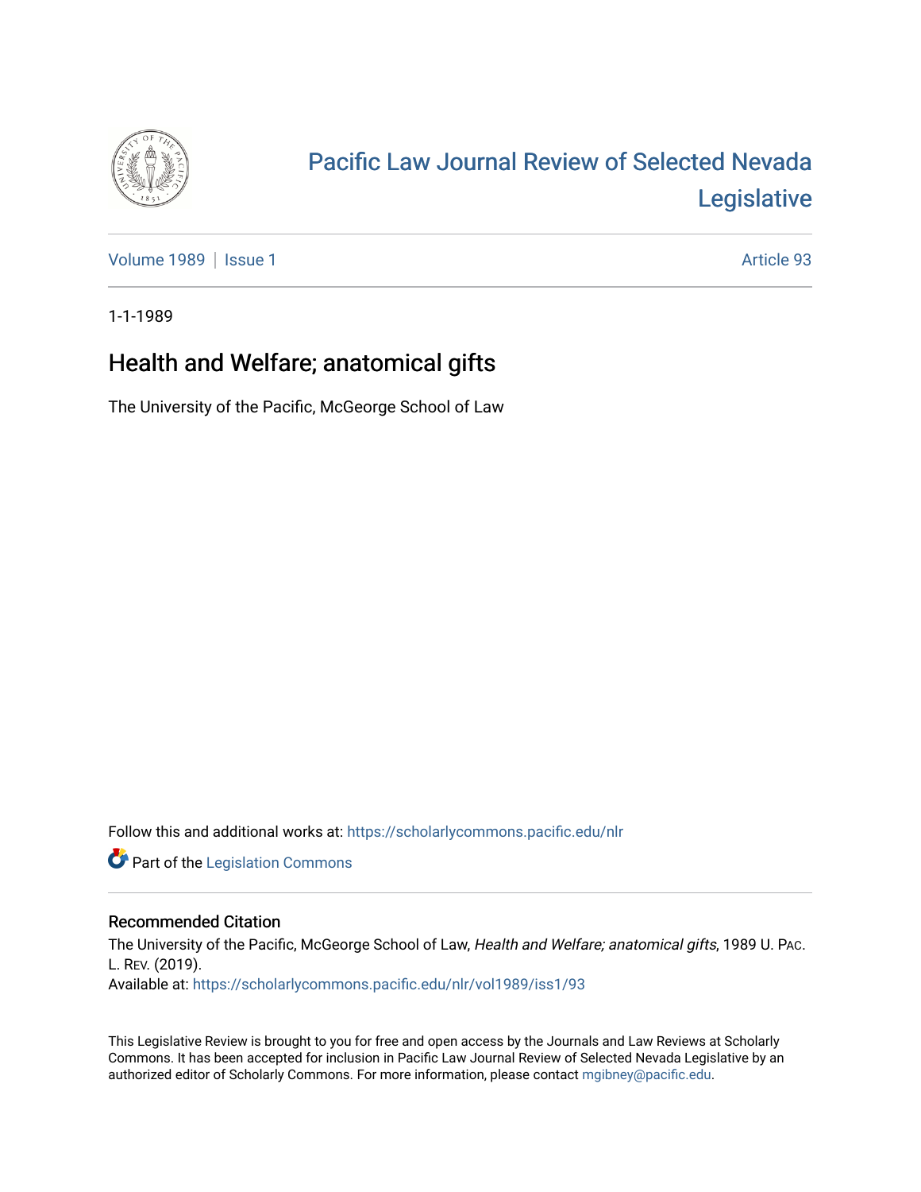# Pacific Law Journal Review of Selected Nevada Legislative

Volume 1989 | Issue 1 | Article 93

1-1-1989

## Health and Welfare; anatomical gifts

The University of the Pacific, McGeorge School of Law

Follow this and additional works at: https://scholarlycommons.pacific.edu/nlr

Part of the Legislation Commons

### Recommended Citation

The University of the Pacific, McGeorge School of Law, *Health and Welfare; anatomical gifts*, 1989 U. Pac. L. Rev. (2019).
Available at: https://scholarlycommons.pacific.edu/nlr/vol1989/iss1/93

This Legislative Review is brought to you for free and open access by the Journals and Law Reviews at Scholarly Commons. It has been accepted for inclusion in Pacific Law Journal Review of Selected Nevada Legislative by an authorized editor of Scholarly Commons. For more information, please contact mgibney@pacific.edu.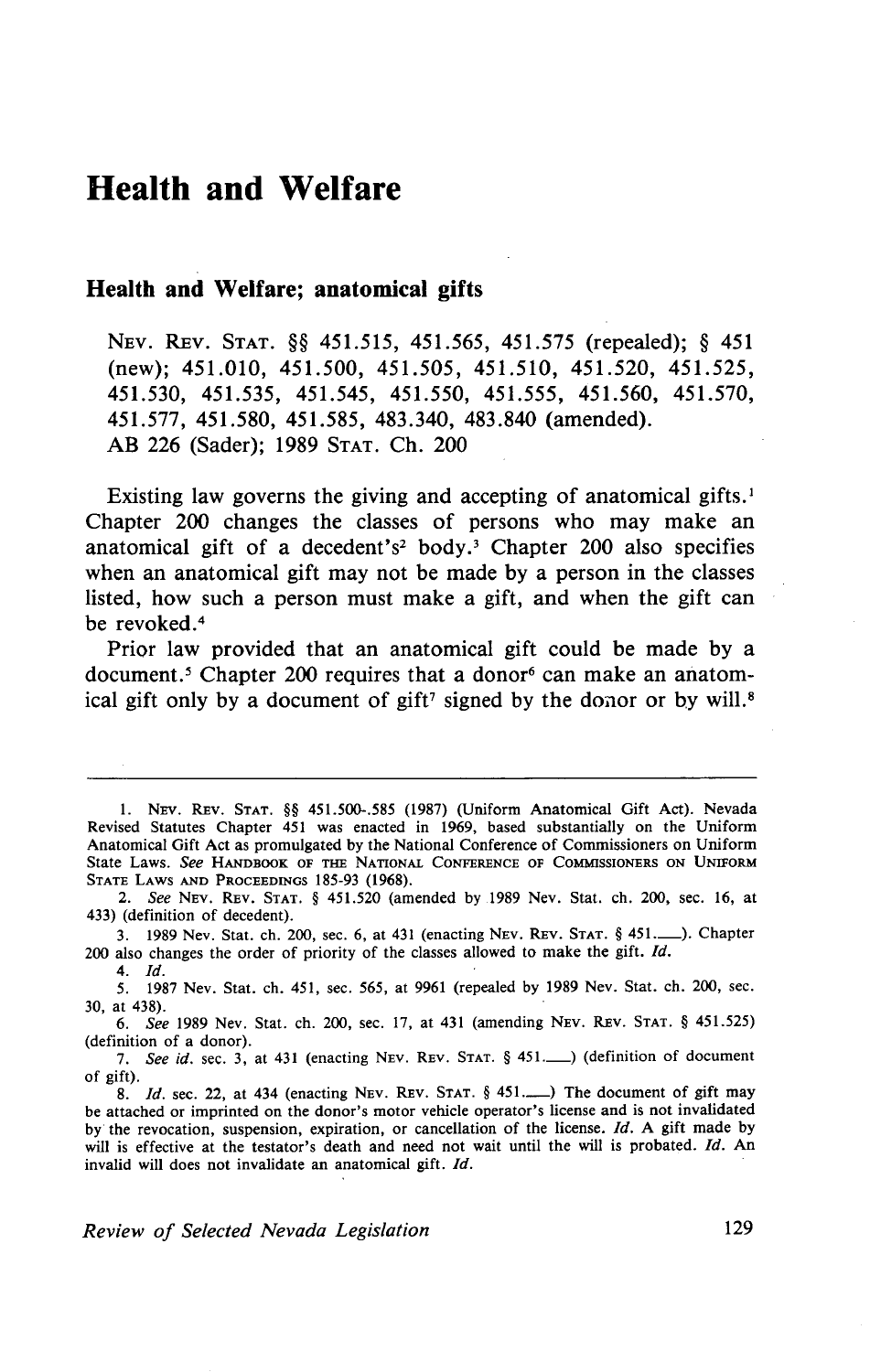# Health and Welfare

## Health and Welfare; anatomical gifts

NEV. REV. STAT. §§ 451.515, 451.565, 451.575 (repealed); § 451 (new); 451.010, 451.500, 451.505, 451.510, 451.520, 451.525, 451.530, 451.535, 451.545, 451.550, 451.555, 451.560, 451.570, 451.577, 451.580, 451.585, 483.340, 483.840 (amended).
AB 226 (Sader); 1989 STAT. Ch. 200

Existing law governs the giving and accepting of anatomical gifts.[1] Chapter 200 changes the classes of persons who may make an anatomical gift of a decedent's[2] body.[3] Chapter 200 also specifies when an anatomical gift may not be made by a person in the classes listed, how such a person must make a gift, and when the gift can be revoked.[4]

Prior law provided that an anatomical gift could be made by a document.[5] Chapter 200 requires that a donor[6] can make an anatomical gift only by a document of gift[7] signed by the donor or by will.[8]

---

1. NEV. REV. STAT. §§ 451.500-.585 (1987) (Uniform Anatomical Gift Act). Nevada Revised Statutes Chapter 451 was enacted in 1969, based substantially on the Uniform Anatomical Gift Act as promulgated by the National Conference of Commissioners on Uniform State Laws. *See* HANDBOOK OF THE NATIONAL CONFERENCE OF COMMISSIONERS ON UNIFORM STATE LAWS AND PROCEEDINGS 185-93 (1968).

2. *See* NEV. REV. STAT. § 451.520 (amended by 1989 Nev. Stat. ch. 200, sec. 16, at 433) (definition of decedent).

3. 1989 Nev. Stat. ch. 200, sec. 6, at 431 (enacting NEV. REV. STAT. § 451.___). Chapter 200 also changes the order of priority of the classes allowed to make the gift. *Id.*

4. *Id.*

5. 1987 Nev. Stat. ch. 451, sec. 565, at 9961 (repealed by 1989 Nev. Stat. ch. 200, sec. 30, at 438).

6. *See* 1989 Nev. Stat. ch. 200, sec. 17, at 431 (amending NEV. REV. STAT. § 451.525) (definition of a donor).

7. *See id.* sec. 3, at 431 (enacting NEV. REV. STAT. § 451.___) (definition of document of gift).

8. *Id.* sec. 22, at 434 (enacting NEV. REV. STAT. § 451.___) The document of gift may be attached or imprinted on the donor's motor vehicle operator's license and is not invalidated by the revocation, suspension, expiration, or cancellation of the license. *Id.* A gift made by will is effective at the testator's death and need not wait until the will is probated. *Id.* An invalid will does not invalidate an anatomical gift. *Id.*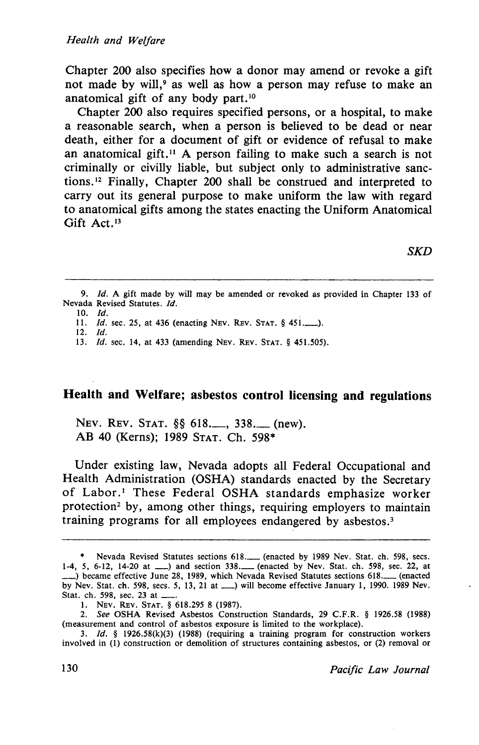Chapter 200 also specifies how a donor may amend or revoke a gift not made by will,[9] as well as how a person may refuse to make an anatomical gift of any body part.[10]

Chapter 200 also requires specified persons, or a hospital, to make a reasonable search, when a person is believed to be dead or near death, either for a document of gift or evidence of refusal to make an anatomical gift.[11] A person failing to make such a search is not criminally or civilly liable, but subject only to administrative sanctions.[12] Finally, Chapter 200 shall be construed and interpreted to carry out its general purpose to make uniform the law with regard to anatomical gifts among the states enacting the Uniform Anatomical Gift Act.[13]

*SKD*

---

9. *Id.* A gift made by will may be amended or revoked as provided in Chapter 133 of Nevada Revised Statutes. *Id.*
10. *Id.*
11. *Id.* sec. 25, at 436 (enacting NEV. REV. STAT. § 451.___).
12. *Id.*
13. *Id.* sec. 14, at 433 (amending NEV. REV. STAT. § 451.505).

## Health and Welfare; asbestos control licensing and regulations

NEV. REV. STAT. §§ 618.___, 338.___ (new).
AB 40 (Kerns); 1989 STAT. Ch. 598*

Under existing law, Nevada adopts all Federal Occupational and Health Administration (OSHA) standards enacted by the Secretary of Labor.[1] These Federal OSHA standards emphasize worker protection[2] by, among other things, requiring employers to maintain training programs for all employees endangered by asbestos.[3]

---

\* Nevada Revised Statutes sections 618.___ (enacted by 1989 Nev. Stat. ch. 598, secs. 1-4, 5, 6-12, 14-20 at ___) and section 338.___ (enacted by Nev. Stat. ch. 598, sec. 22, at ___) became effective June 28, 1989, which Nevada Revised Statutes sections 618.___ (enacted by Nev. Stat. ch. 598, secs. 5, 13, 21 at ___) will become effective January 1, 1990. 1989 Nev. Stat. ch. 598, sec. 23 at ___.

1. NEV. REV. STAT. § 618.295 8 (1987).
2. *See* OSHA Revised Asbestos Construction Standards, 29 C.F.R. § 1926.58 (1988) (measurement and control of asbestos exposure is limited to the workplace).
3. *Id.* § 1926.58(k)(3) (1988) (requiring a training program for construction workers involved in (1) construction or demolition of structures containing asbestos, or (2) removal or